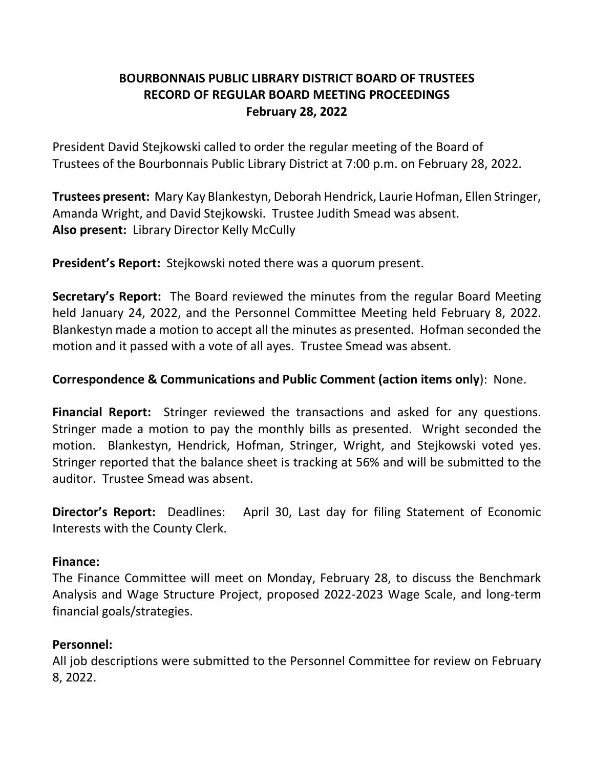# BOURBONNAIS PUBLIC LIBRARY DISTRICT BOARD OF TRUSTEES
## RECORD OF REGULAR BOARD MEETING PROCEEDINGS
### February 28, 2022

President David Stejkowski called to order the regular meeting of the Board of Trustees of the Bourbonnais Public Library District at 7:00 p.m. on February 28, 2022.

**Trustees present:** Mary Kay Blankestyn, Deborah Hendrick, Laurie Hofman, Ellen Stringer, Amanda Wright, and David Stejkowski. Trustee Judith Smead was absent.
**Also present:** Library Director Kelly McCully

**President's Report:** Stejkowski noted there was a quorum present.

**Secretary's Report:** The Board reviewed the minutes from the regular Board Meeting held January 24, 2022, and the Personnel Committee Meeting held February 8, 2022. Blankestyn made a motion to accept all the minutes as presented. Hofman seconded the motion and it passed with a vote of all ayes. Trustee Smead was absent.

**Correspondence & Communications and Public Comment (action items only)**: None.

**Financial Report:** Stringer reviewed the transactions and asked for any questions. Stringer made a motion to pay the monthly bills as presented. Wright seconded the motion. Blankestyn, Hendrick, Hofman, Stringer, Wright, and Stejkowski voted yes. Stringer reported that the balance sheet is tracking at 56% and will be submitted to the auditor. Trustee Smead was absent.

**Director's Report:** Deadlines: April 30, Last day for filing Statement of Economic Interests with the County Clerk.

**Finance:**
The Finance Committee will meet on Monday, February 28, to discuss the Benchmark Analysis and Wage Structure Project, proposed 2022-2023 Wage Scale, and long-term financial goals/strategies.

**Personnel:**
All job descriptions were submitted to the Personnel Committee for review on February 8, 2022.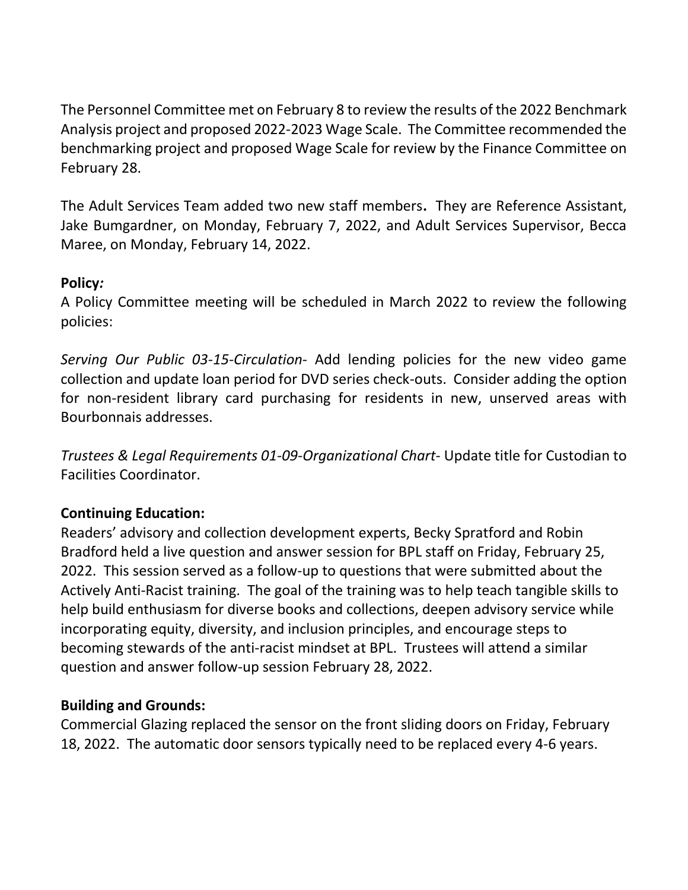The Personnel Committee met on February 8 to review the results of the 2022 Benchmark Analysis project and proposed 2022-2023 Wage Scale. The Committee recommended the benchmarking project and proposed Wage Scale for review by the Finance Committee on February 28.

The Adult Services Team added two new staff members**.** They are Reference Assistant, Jake Bumgardner, on Monday, February 7, 2022, and Adult Services Supervisor, Becca Maree, on Monday, February 14, 2022.

**Policy*:***

A Policy Committee meeting will be scheduled in March 2022 to review the following policies:

*Serving Our Public 03-15-Circulation*- Add lending policies for the new video game collection and update loan period for DVD series check-outs. Consider adding the option for non-resident library card purchasing for residents in new, unserved areas with Bourbonnais addresses.

*Trustees & Legal Requirements 01-09-Organizational Chart*- Update title for Custodian to Facilities Coordinator.

**Continuing Education:**

Readers' advisory and collection development experts, Becky Spratford and Robin Bradford held a live question and answer session for BPL staff on Friday, February 25, 2022. This session served as a follow-up to questions that were submitted about the Actively Anti-Racist training. The goal of the training was to help teach tangible skills to help build enthusiasm for diverse books and collections, deepen advisory service while incorporating equity, diversity, and inclusion principles, and encourage steps to becoming stewards of the anti-racist mindset at BPL. Trustees will attend a similar question and answer follow-up session February 28, 2022.

**Building and Grounds:**

Commercial Glazing replaced the sensor on the front sliding doors on Friday, February 18, 2022. The automatic door sensors typically need to be replaced every 4-6 years.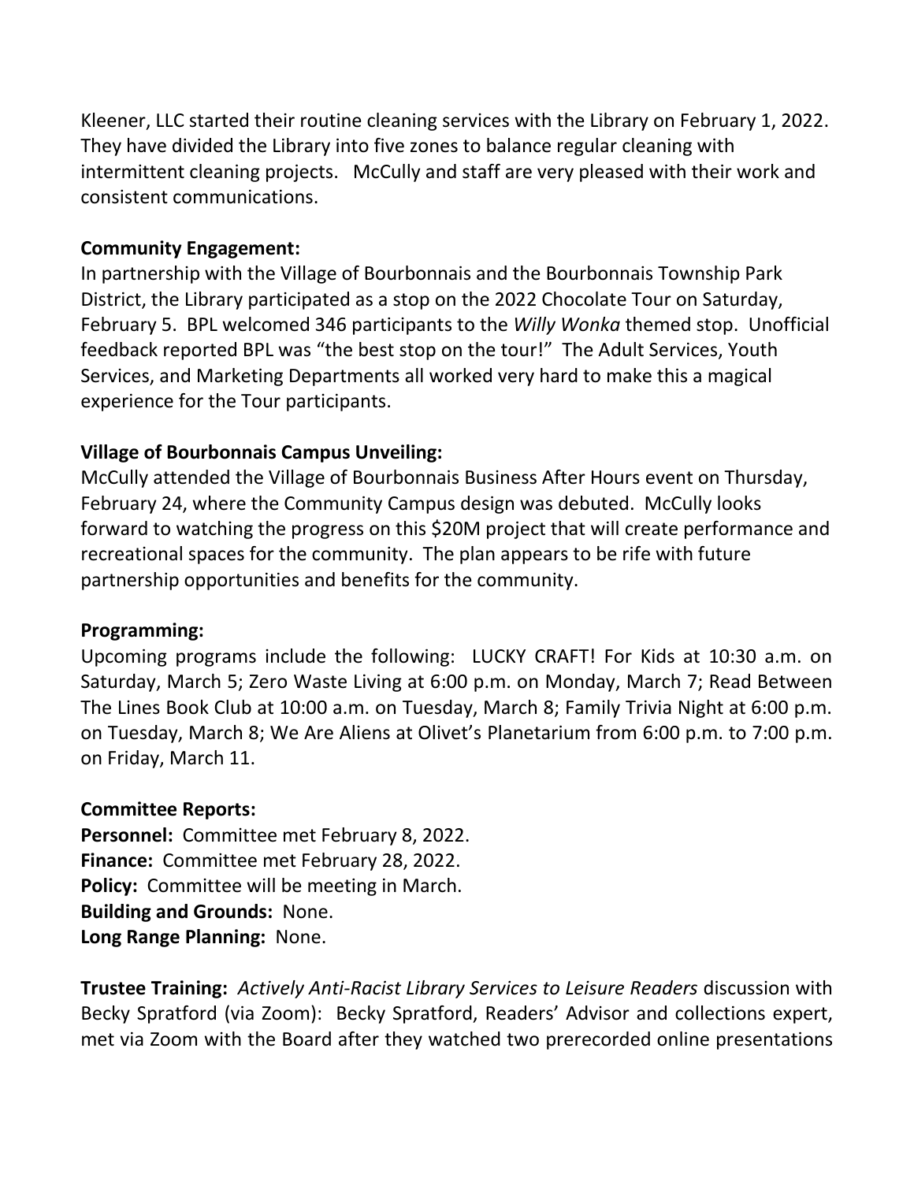Kleener, LLC started their routine cleaning services with the Library on February 1, 2022. They have divided the Library into five zones to balance regular cleaning with intermittent cleaning projects. McCully and staff are very pleased with their work and consistent communications.

**Community Engagement:**
In partnership with the Village of Bourbonnais and the Bourbonnais Township Park District, the Library participated as a stop on the 2022 Chocolate Tour on Saturday, February 5. BPL welcomed 346 participants to the *Willy Wonka* themed stop. Unofficial feedback reported BPL was "the best stop on the tour!" The Adult Services, Youth Services, and Marketing Departments all worked very hard to make this a magical experience for the Tour participants.

**Village of Bourbonnais Campus Unveiling:**
McCully attended the Village of Bourbonnais Business After Hours event on Thursday, February 24, where the Community Campus design was debuted. McCully looks forward to watching the progress on this $20M project that will create performance and recreational spaces for the community. The plan appears to be rife with future partnership opportunities and benefits for the community.

**Programming:**
Upcoming programs include the following: LUCKY CRAFT! For Kids at 10:30 a.m. on Saturday, March 5; Zero Waste Living at 6:00 p.m. on Monday, March 7; Read Between The Lines Book Club at 10:00 a.m. on Tuesday, March 8; Family Trivia Night at 6:00 p.m. on Tuesday, March 8; We Are Aliens at Olivet's Planetarium from 6:00 p.m. to 7:00 p.m. on Friday, March 11.

**Committee Reports:**
**Personnel:** Committee met February 8, 2022.
**Finance:** Committee met February 28, 2022.
**Policy:** Committee will be meeting in March.
**Building and Grounds:** None.
**Long Range Planning:** None.

**Trustee Training:** *Actively Anti-Racist Library Services to Leisure Readers* discussion with Becky Spratford (via Zoom): Becky Spratford, Readers' Advisor and collections expert, met via Zoom with the Board after they watched two prerecorded online presentations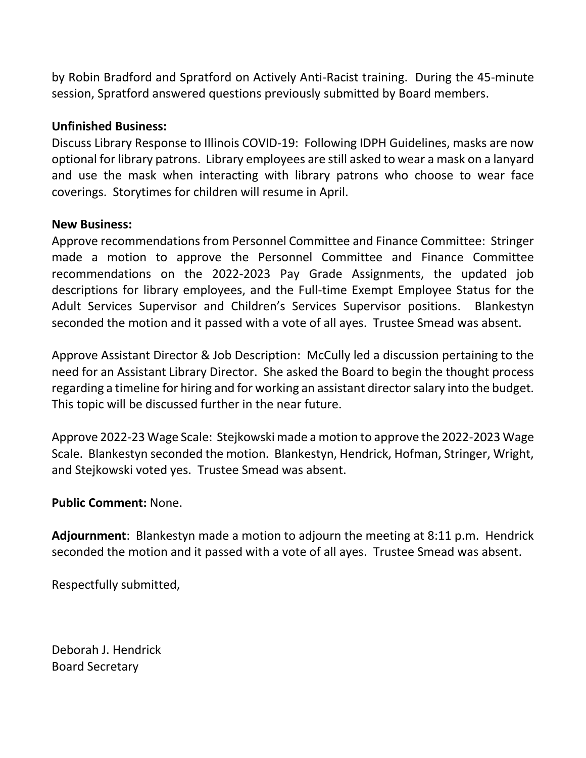by Robin Bradford and Spratford on Actively Anti-Racist training. During the 45-minute session, Spratford answered questions previously submitted by Board members.

**Unfinished Business:**
Discuss Library Response to Illinois COVID-19: Following IDPH Guidelines, masks are now optional for library patrons. Library employees are still asked to wear a mask on a lanyard and use the mask when interacting with library patrons who choose to wear face coverings. Storytimes for children will resume in April.

**New Business:**
Approve recommendations from Personnel Committee and Finance Committee: Stringer made a motion to approve the Personnel Committee and Finance Committee recommendations on the 2022-2023 Pay Grade Assignments, the updated job descriptions for library employees, and the Full-time Exempt Employee Status for the Adult Services Supervisor and Children's Services Supervisor positions. Blankestyn seconded the motion and it passed with a vote of all ayes. Trustee Smead was absent.

Approve Assistant Director & Job Description: McCully led a discussion pertaining to the need for an Assistant Library Director. She asked the Board to begin the thought process regarding a timeline for hiring and for working an assistant director salary into the budget. This topic will be discussed further in the near future.

Approve 2022-23 Wage Scale: Stejkowski made a motion to approve the 2022-2023 Wage Scale. Blankestyn seconded the motion. Blankestyn, Hendrick, Hofman, Stringer, Wright, and Stejkowski voted yes. Trustee Smead was absent.

**Public Comment:** None.

**Adjournment**: Blankestyn made a motion to adjourn the meeting at 8:11 p.m. Hendrick seconded the motion and it passed with a vote of all ayes. Trustee Smead was absent.

Respectfully submitted,

Deborah J. Hendrick
Board Secretary